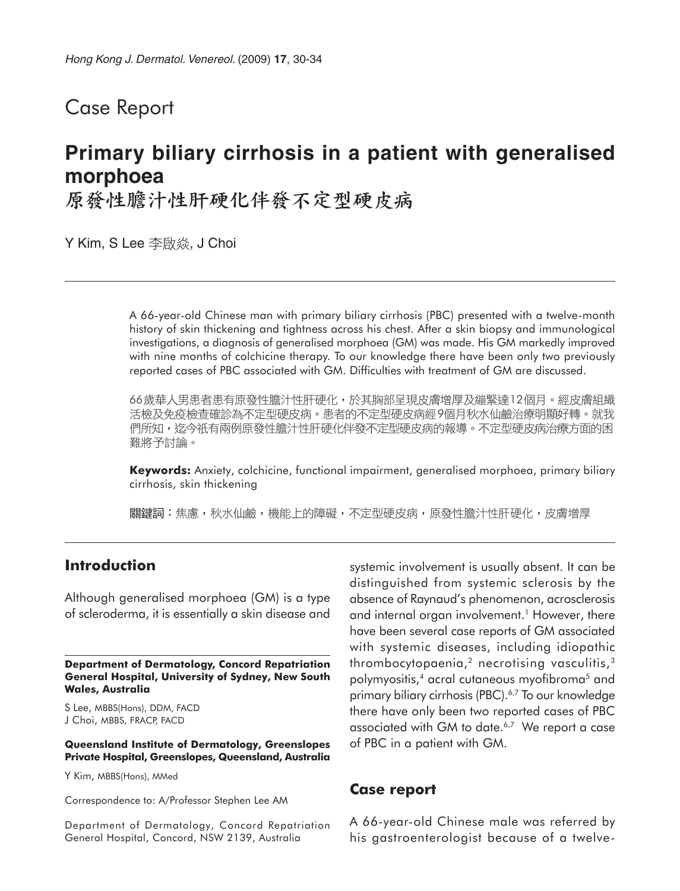Case Report

# Primary biliary cirrhosis in a patient with generalised morphoea

# 原發性膽汁性肝硬化伴發不定型硬皮病

Y Kim, S Lee 李啟焱, J Choi

A 66-year-old Chinese man with primary biliary cirrhosis (PBC) presented with a twelve-month history of skin thickening and tightness across his chest. After a skin biopsy and immunological investigations, a diagnosis of generalised morphoea (GM) was made. His GM markedly improved with nine months of colchicine therapy. To our knowledge there have been only two previously reported cases of PBC associated with GM. Difficulties with treatment of GM are discussed.

66歲華人男患者患有原發性膽汁性肝硬化，於其胸部呈現皮膚增厚及繃緊達12個月。經皮膚組織活檢及免疫檢查確診為不定型硬皮病。患者的不定型硬皮病經9個月秋水仙鹼治療明顯好轉。就我們所知，迄今祇有兩例原發性膽汁性肝硬化伴發不定型硬皮病的報導。不定型硬皮病治療方面的困難將予討論。

**Keywords:** Anxiety, colchicine, functional impairment, generalised morphoea, primary biliary cirrhosis, skin thickening

**關鍵詞**：焦慮，秋水仙鹼，機能上的障礙，不定型硬皮病，原發性膽汁性肝硬化，皮膚增厚

## Introduction

Although generalised morphoea (GM) is a type of scleroderma, it is essentially a skin disease and systemic involvement is usually absent. It can be distinguished from systemic sclerosis by the absence of Raynaud's phenomenon, acrosclerosis and internal organ involvement.[1] However, there have been several case reports of GM associated with systemic diseases, including idiopathic thrombocytopaenia,[2] necrotising vasculitis,[3] polymyositis,[4] acral cutaneous myofibroma[5] and primary biliary cirrhosis (PBC).[6,7] To our knowledge there have only been two reported cases of PBC associated with GM to date.[6,7] We report a case of PBC in a patient with GM.

## Case report

A 66-year-old Chinese male was referred by his gastroenterologist because of a twelve-

**Department of Dermatology, Concord Repatriation General Hospital, University of Sydney, New South Wales, Australia**

S Lee, MBBS(Hons), DDM, FACD
J Choi, MBBS, FRACP, FACD

**Queensland Institute of Dermatology, Greenslopes Private Hospital, Greenslopes, Queensland, Australia**

Y Kim, MBBS(Hons), MMed

Correspondence to: A/Professor Stephen Lee AM

Department of Dermatology, Concord Repatriation General Hospital, Concord, NSW 2139, Australia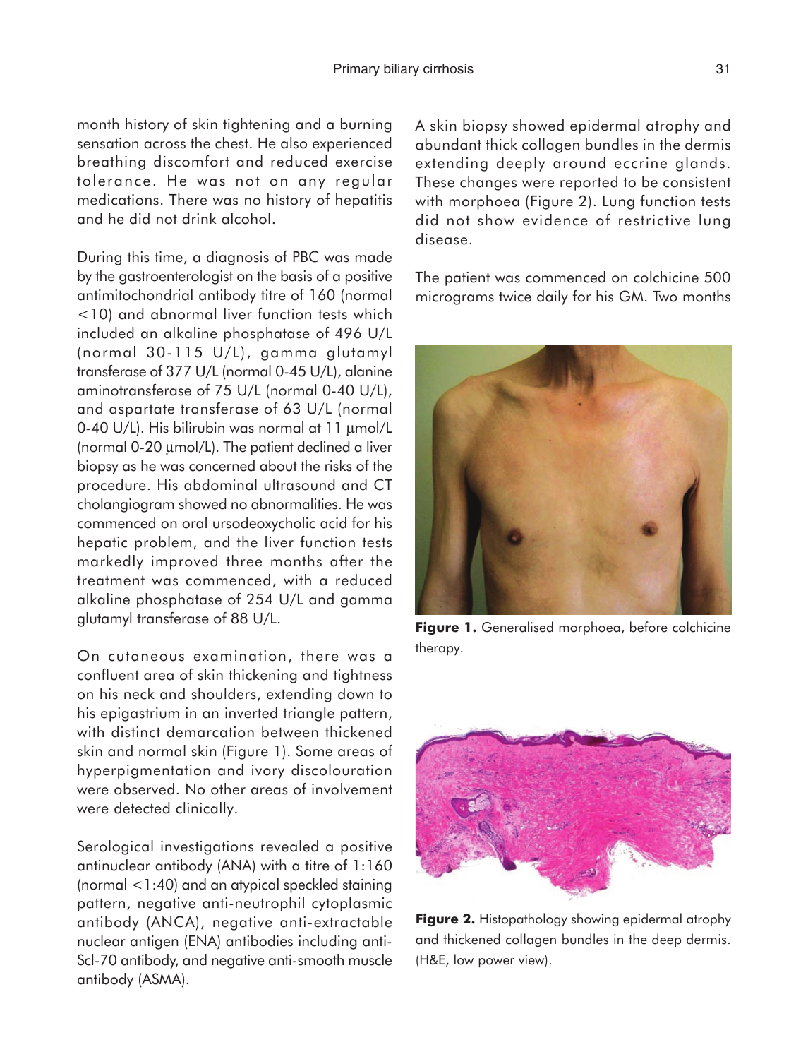month history of skin tightening and a burning sensation across the chest. He also experienced breathing discomfort and reduced exercise tolerance. He was not on any regular medications. There was no history of hepatitis and he did not drink alcohol.

During this time, a diagnosis of PBC was made by the gastroenterologist on the basis of a positive antimitochondrial antibody titre of 160 (normal <10) and abnormal liver function tests which included an alkaline phosphatase of 496 U/L (normal 30-115 U/L), gamma glutamyl transferase of 377 U/L (normal 0-45 U/L), alanine aminotransferase of 75 U/L (normal 0-40 U/L), and aspartate transferase of 63 U/L (normal 0-40 U/L). His bilirubin was normal at 11 μmol/L (normal 0-20 μmol/L). The patient declined a liver biopsy as he was concerned about the risks of the procedure. His abdominal ultrasound and CT cholangiogram showed no abnormalities. He was commenced on oral ursodeoxycholic acid for his hepatic problem, and the liver function tests markedly improved three months after the treatment was commenced, with a reduced alkaline phosphatase of 254 U/L and gamma glutamyl transferase of 88 U/L.

On cutaneous examination, there was a confluent area of skin thickening and tightness on his neck and shoulders, extending down to his epigastrium in an inverted triangle pattern, with distinct demarcation between thickened skin and normal skin (Figure 1). Some areas of hyperpigmentation and ivory discolouration were observed. No other areas of involvement were detected clinically.

Serological investigations revealed a positive antinuclear antibody (ANA) with a titre of 1:160 (normal <1:40) and an atypical speckled staining pattern, negative anti-neutrophil cytoplasmic antibody (ANCA), negative anti-extractable nuclear antigen (ENA) antibodies including anti-Scl-70 antibody, and negative anti-smooth muscle antibody (ASMA).

A skin biopsy showed epidermal atrophy and abundant thick collagen bundles in the dermis extending deeply around eccrine glands. These changes were reported to be consistent with morphoea (Figure 2). Lung function tests did not show evidence of restrictive lung disease.

The patient was commenced on colchicine 500 micrograms twice daily for his GM. Two months

**Figure 1.** Generalised morphoea, before colchicine therapy.

**Figure 2.** Histopathology showing epidermal atrophy and thickened collagen bundles in the deep dermis. (H&E, low power view).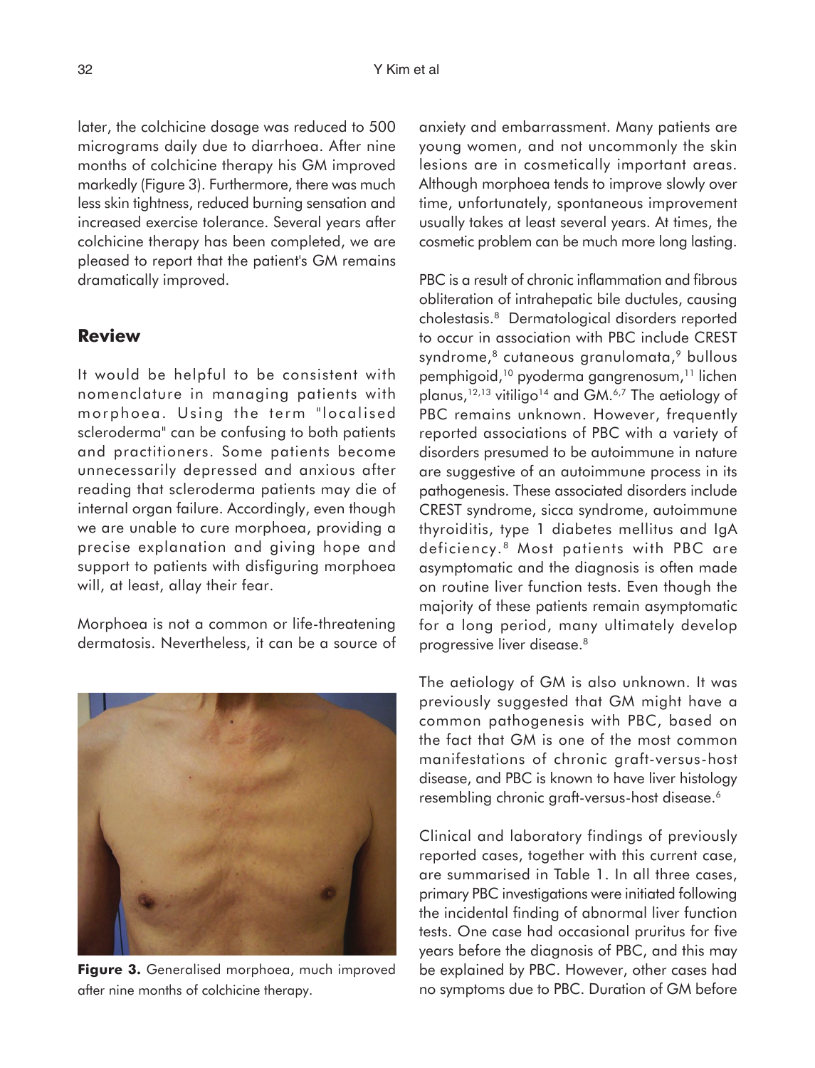later, the colchicine dosage was reduced to 500 micrograms daily due to diarrhoea. After nine months of colchicine therapy his GM improved markedly (Figure 3). Furthermore, there was much less skin tightness, reduced burning sensation and increased exercise tolerance. Several years after colchicine therapy has been completed, we are pleased to report that the patient's GM remains dramatically improved.

## Review

It would be helpful to be consistent with nomenclature in managing patients with morphoea. Using the term "localised scleroderma" can be confusing to both patients and practitioners. Some patients become unnecessarily depressed and anxious after reading that scleroderma patients may die of internal organ failure. Accordingly, even though we are unable to cure morphoea, providing a precise explanation and giving hope and support to patients with disfiguring morphoea will, at least, allay their fear.

Morphoea is not a common or life-threatening dermatosis. Nevertheless, it can be a source of anxiety and embarrassment. Many patients are young women, and not uncommonly the skin lesions are in cosmetically important areas. Although morphoea tends to improve slowly over time, unfortunately, spontaneous improvement usually takes at least several years. At times, the cosmetic problem can be much more long lasting.

**Figure 3.** Generalised morphoea, much improved after nine months of colchicine therapy.

PBC is a result of chronic inflammation and fibrous obliteration of intrahepatic bile ductules, causing cholestasis.[8] Dermatological disorders reported to occur in association with PBC include CREST syndrome,[8] cutaneous granulomata,[9] bullous pemphigoid,[10] pyoderma gangrenosum,[11] lichen planus,[12,13] vitiligo[14] and GM.[6,7] The aetiology of PBC remains unknown. However, frequently reported associations of PBC with a variety of disorders presumed to be autoimmune in nature are suggestive of an autoimmune process in its pathogenesis. These associated disorders include CREST syndrome, sicca syndrome, autoimmune thyroiditis, type 1 diabetes mellitus and IgA deficiency.[8] Most patients with PBC are asymptomatic and the diagnosis is often made on routine liver function tests. Even though the majority of these patients remain asymptomatic for a long period, many ultimately develop progressive liver disease.[8]

The aetiology of GM is also unknown. It was previously suggested that GM might have a common pathogenesis with PBC, based on the fact that GM is one of the most common manifestations of chronic graft-versus-host disease, and PBC is known to have liver histology resembling chronic graft-versus-host disease.[6]

Clinical and laboratory findings of previously reported cases, together with this current case, are summarised in Table 1. In all three cases, primary PBC investigations were initiated following the incidental finding of abnormal liver function tests. One case had occasional pruritus for five years before the diagnosis of PBC, and this may be explained by PBC. However, other cases had no symptoms due to PBC. Duration of GM before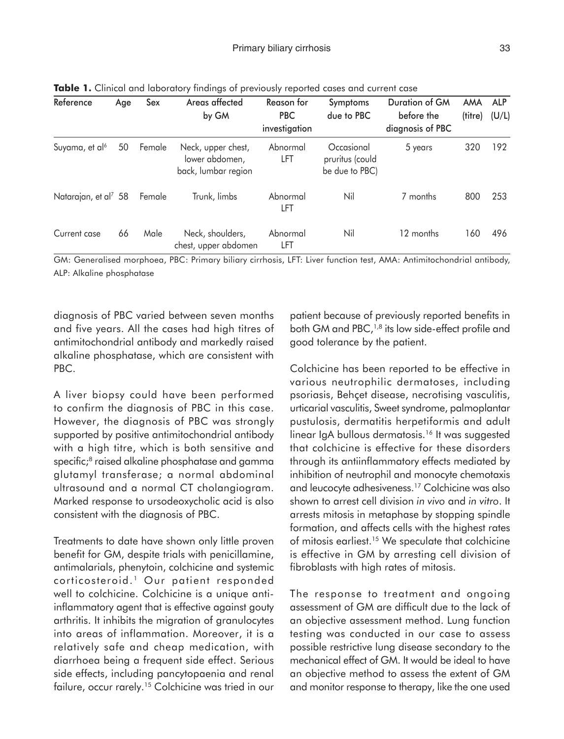**Table 1.** Clinical and laboratory findings of previously reported cases and current case

| Reference | Age | Sex | Areas affected by GM | Reason for PBC investigation | Symptoms due to PBC | Duration of GM before the diagnosis of PBC | AMA (titre) | ALP (U/L) |
|---|---|---|---|---|---|---|---|---|
| Suyama, et al[6] | 50 | Female | Neck, upper chest, lower abdomen, back, lumbar region | Abnormal LFT | Occasional pruritus (could be due to PBC) | 5 years | 320 | 192 |
| Natarajan, et al[7] | 58 | Female | Trunk, limbs | Abnormal LFT | Nil | 7 months | 800 | 253 |
| Current case | 66 | Male | Neck, shoulders, chest, upper abdomen | Abnormal LFT | Nil | 12 months | 160 | 496 |

GM: Generalised morphoea, PBC: Primary biliary cirrhosis, LFT: Liver function test, AMA: Antimitochondrial antibody, ALP: Alkaline phosphatase

diagnosis of PBC varied between seven months and five years. All the cases had high titres of antimitochondrial antibody and markedly raised alkaline phosphatase, which are consistent with PBC.

A liver biopsy could have been performed to confirm the diagnosis of PBC in this case. However, the diagnosis of PBC was strongly supported by positive antimitochondrial antibody with a high titre, which is both sensitive and specific;[8] raised alkaline phosphatase and gamma glutamyl transferase; a normal abdominal ultrasound and a normal CT cholangiogram. Marked response to ursodeoxycholic acid is also consistent with the diagnosis of PBC.

Treatments to date have shown only little proven benefit for GM, despite trials with penicillamine, antimalarials, phenytoin, colchicine and systemic corticosteroid.[1] Our patient responded well to colchicine. Colchicine is a unique anti-inflammatory agent that is effective against gouty arthritis. It inhibits the migration of granulocytes into areas of inflammation. Moreover, it is a relatively safe and cheap medication, with diarrhoea being a frequent side effect. Serious side effects, including pancytopaenia and renal failure, occur rarely.[15] Colchicine was tried in our patient because of previously reported benefits in both GM and PBC,[1,8] its low side-effect profile and good tolerance by the patient.

Colchicine has been reported to be effective in various neutrophilic dermatoses, including psoriasis, Behçet disease, necrotising vasculitis, urticarial vasculitis, Sweet syndrome, palmoplantar pustulosis, dermatitis herpetiformis and adult linear IgA bullous dermatosis.[16] It was suggested that colchicine is effective for these disorders through its antiinflammatory effects mediated by inhibition of neutrophil and monocyte chemotaxis and leucocyte adhesiveness.[17] Colchicine was also shown to arrest cell division *in vivo* and *in vitro*. It arrests mitosis in metaphase by stopping spindle formation, and affects cells with the highest rates of mitosis earliest.[15] We speculate that colchicine is effective in GM by arresting cell division of fibroblasts with high rates of mitosis.

The response to treatment and ongoing assessment of GM are difficult due to the lack of an objective assessment method. Lung function testing was conducted in our case to assess possible restrictive lung disease secondary to the mechanical effect of GM. It would be ideal to have an objective method to assess the extent of GM and monitor response to therapy, like the one used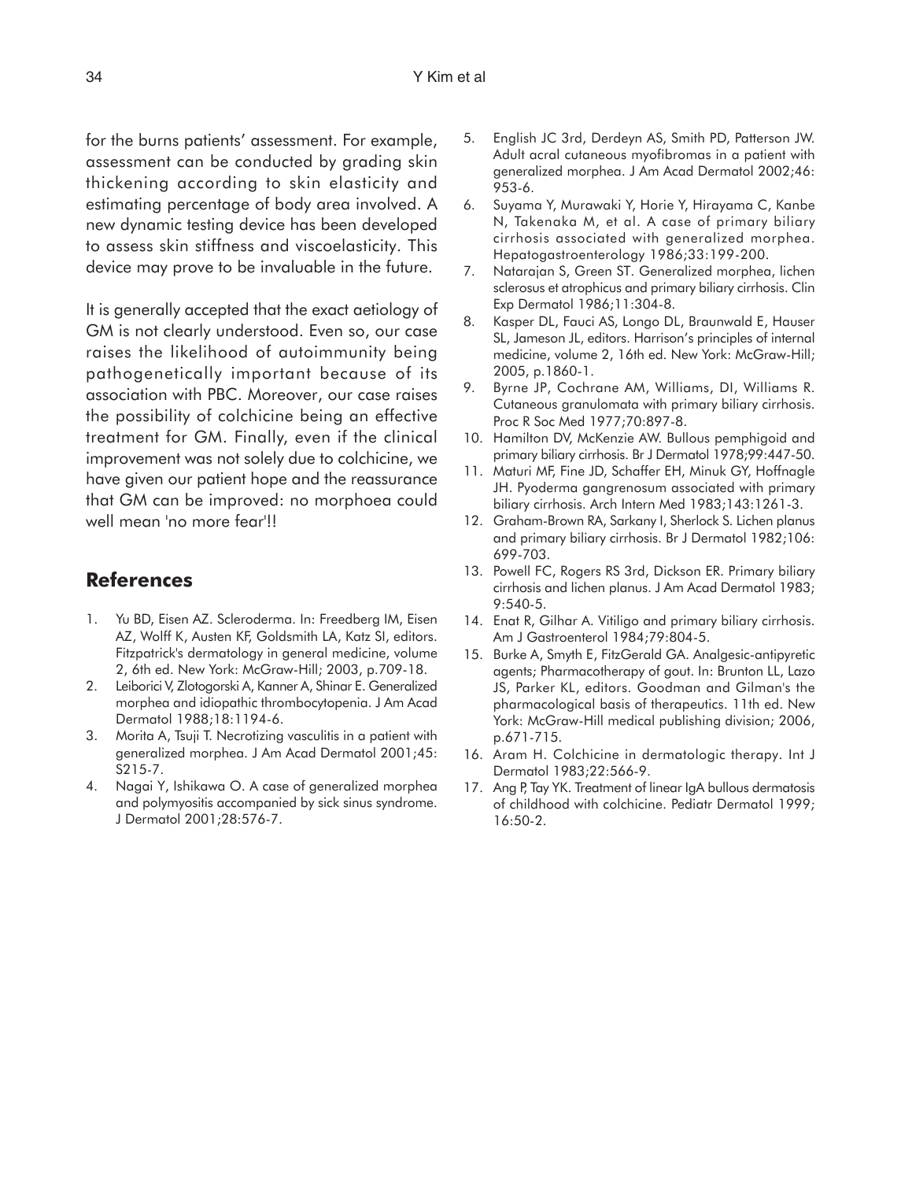for the burns patients' assessment. For example, assessment can be conducted by grading skin thickening according to skin elasticity and estimating percentage of body area involved. A new dynamic testing device has been developed to assess skin stiffness and viscoelasticity. This device may prove to be invaluable in the future.

It is generally accepted that the exact aetiology of GM is not clearly understood. Even so, our case raises the likelihood of autoimmunity being pathogenetically important because of its association with PBC. Moreover, our case raises the possibility of colchicine being an effective treatment for GM. Finally, even if the clinical improvement was not solely due to colchicine, we have given our patient hope and the reassurance that GM can be improved: no morphoea could well mean 'no more fear'!!

## References

1. Yu BD, Eisen AZ. Scleroderma. In: Freedberg IM, Eisen AZ, Wolff K, Austen KF, Goldsmith LA, Katz SI, editors. Fitzpatrick's dermatology in general medicine, volume 2, 6th ed. New York: McGraw-Hill; 2003, p.709-18.
2. Leiborici V, Zlotogorski A, Kanner A, Shinar E. Generalized morphea and idiopathic thrombocytopenia. J Am Acad Dermatol 1988;18:1194-6.
3. Morita A, Tsuji T. Necrotizing vasculitis in a patient with generalized morphea. J Am Acad Dermatol 2001;45: S215-7.
4. Nagai Y, Ishikawa O. A case of generalized morphea and polymyositis accompanied by sick sinus syndrome. J Dermatol 2001;28:576-7.
5. English JC 3rd, Derdeyn AS, Smith PD, Patterson JW. Adult acral cutaneous myofibromas in a patient with generalized morphea. J Am Acad Dermatol 2002;46: 953-6.
6. Suyama Y, Murawaki Y, Horie Y, Hirayama C, Kanbe N, Takenaka M, et al. A case of primary biliary cirrhosis associated with generalized morphea. Hepatogastroenterology 1986;33:199-200.
7. Natarajan S, Green ST. Generalized morphea, lichen sclerosus et atrophicus and primary biliary cirrhosis. Clin Exp Dermatol 1986;11:304-8.
8. Kasper DL, Fauci AS, Longo DL, Braunwald E, Hauser SL, Jameson JL, editors. Harrison's principles of internal medicine, volume 2, 16th ed. New York: McGraw-Hill; 2005, p.1860-1.
9. Byrne JP, Cochrane AM, Williams, DI, Williams R. Cutaneous granulomata with primary biliary cirrhosis. Proc R Soc Med 1977;70:897-8.
10. Hamilton DV, McKenzie AW. Bullous pemphigoid and primary biliary cirrhosis. Br J Dermatol 1978;99:447-50.
11. Maturi MF, Fine JD, Schaffer EH, Minuk GY, Hoffnagle JH. Pyoderma gangrenosum associated with primary biliary cirrhosis. Arch Intern Med 1983;143:1261-3.
12. Graham-Brown RA, Sarkany I, Sherlock S. Lichen planus and primary biliary cirrhosis. Br J Dermatol 1982;106: 699-703.
13. Powell FC, Rogers RS 3rd, Dickson ER. Primary biliary cirrhosis and lichen planus. J Am Acad Dermatol 1983; 9:540-5.
14. Enat R, Gilhar A. Vitiligo and primary biliary cirrhosis. Am J Gastroenterol 1984;79:804-5.
15. Burke A, Smyth E, FitzGerald GA. Analgesic-antipyretic agents; Pharmacotherapy of gout. In: Brunton LL, Lazo JS, Parker KL, editors. Goodman and Gilman's the pharmacological basis of therapeutics. 11th ed. New York: McGraw-Hill medical publishing division; 2006, p.671-715.
16. Aram H. Colchicine in dermatologic therapy. Int J Dermatol 1983;22:566-9.
17. Ang P, Tay YK. Treatment of linear IgA bullous dermatosis of childhood with colchicine. Pediatr Dermatol 1999; 16:50-2.